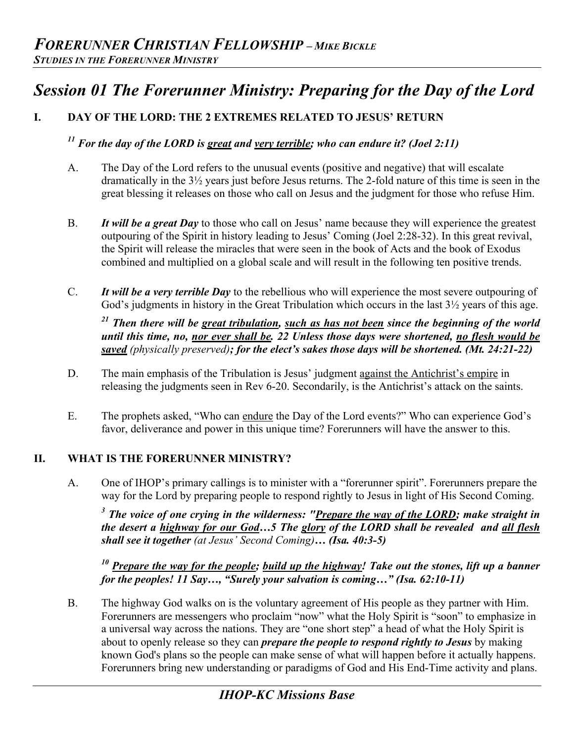***FORERUNNER CHRISTIAN FELLOWSHIP** – **MIKE BICKLE***
***STUDIES IN THE FORERUNNER MINISTRY***

# *Session 01 The Forerunner Ministry: Preparing for the Day of the Lord*

## I. DAY OF THE LORD: THE 2 EXTREMES RELATED TO JESUS' RETURN

***[11] For the day of the LORD is <u>great</u> and <u>very terrible</u>; who can endure it? (Joel 2:11)***

A. The Day of the Lord refers to the unusual events (positive and negative) that will escalate dramatically in the 3½ years just before Jesus returns. The 2-fold nature of this time is seen in the great blessing it releases on those who call on Jesus and the judgment for those who refuse Him.

B. ***It will be a great Day*** to those who call on Jesus' name because they will experience the greatest outpouring of the Spirit in history leading to Jesus' Coming (Joel 2:28-32). In this great revival, the Spirit will release the miracles that were seen in the book of Acts and the book of Exodus combined and multiplied on a global scale and will result in the following ten positive trends.

C. ***It will be a very terrible Day*** to the rebellious who will experience the most severe outpouring of God's judgments in history in the Great Tribulation which occurs in the last 3½ years of this age.

***[21] Then there will be <u>great tribulation</u>, <u>such as has not been</u> since the beginning of the world until this time, no, <u>nor ever shall be</u>. 22 Unless those days were shortened, <u>no flesh would be saved</u>*** *(physically preserved)* ***; for the elect's sakes those days will be shortened. (Mt. 24:21-22)***

D. The main emphasis of the Tribulation is Jesus' judgment <u>against the Antichrist's empire</u> in releasing the judgments seen in Rev 6-20. Secondarily, is the Antichrist's attack on the saints.

E. The prophets asked, "Who can <u>endure</u> the Day of the Lord events?" Who can experience God's favor, deliverance and power in this unique time? Forerunners will have the answer to this.

## II. WHAT IS THE FORERUNNER MINISTRY?

A. One of IHOP's primary callings is to minister with a "forerunner spirit". Forerunners prepare the way for the Lord by preparing people to respond rightly to Jesus in light of His Second Coming.

***[3] The voice of one crying in the wilderness: "<u>Prepare the way of the LORD</u>; make straight in the desert a <u>highway for our God</u>…5 The <u>glory</u> of the LORD shall be revealed and <u>all flesh</u> shall see it together*** *(at Jesus' Second Coming)* ***… (Isa. 40:3-5)***

***[10] <u>Prepare the way for the people</u>; <u>build up the highway</u>! Take out the stones, lift up a banner for the peoples! 11 Say…, "Surely your salvation is coming…" (Isa. 62:10-11)***

B. The highway God walks on is the voluntary agreement of His people as they partner with Him. Forerunners are messengers who proclaim "now" what the Holy Spirit is "soon" to emphasize in a universal way across the nations. They are "one short step" a head of what the Holy Spirit is about to openly release so they can ***prepare the people to respond rightly to Jesus*** by making known God's plans so the people can make sense of what will happen before it actually happens. Forerunners bring new understanding or paradigms of God and His End-Time activity and plans.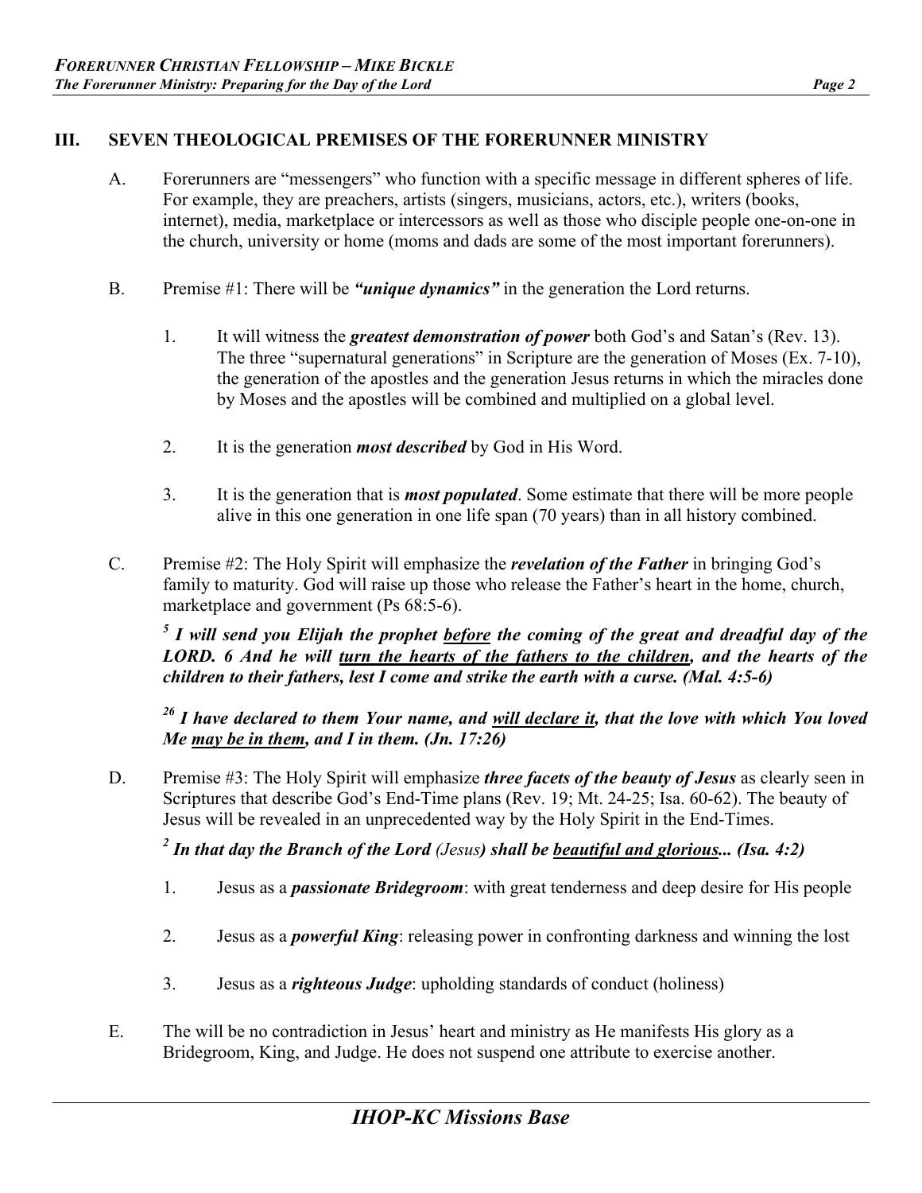## III. SEVEN THEOLOGICAL PREMISES OF THE FORERUNNER MINISTRY

A. Forerunners are "messengers" who function with a specific message in different spheres of life. For example, they are preachers, artists (singers, musicians, actors, etc.), writers (books, internet), media, marketplace or intercessors as well as those who disciple people one-on-one in the church, university or home (moms and dads are some of the most important forerunners).

B. Premise #1: There will be ***"unique dynamics"*** in the generation the Lord returns.

1. It will witness the ***greatest demonstration of power*** both God's and Satan's (Rev. 13). The three "supernatural generations" in Scripture are the generation of Moses (Ex. 7-10), the generation of the apostles and the generation Jesus returns in which the miracles done by Moses and the apostles will be combined and multiplied on a global level.

2. It is the generation ***most described*** by God in His Word.

3. It is the generation that is ***most populated***. Some estimate that there will be more people alive in this one generation in one life span (70 years) than in all history combined.

C. Premise #2: The Holy Spirit will emphasize the ***revelation of the Father*** in bringing God's family to maturity. God will raise up those who release the Father's heart in the home, church, marketplace and government (Ps 68:5-6).

***[5] I will send you Elijah the prophet <u>before</u> the coming of the great and dreadful day of the LORD. 6 And he will <u>turn the hearts of the fathers to the children</u>, and the hearts of the children to their fathers, lest I come and strike the earth with a curse. (Mal. 4:5-6)***

***[26] I have declared to them Your name, and <u>will declare it</u>, that the love with which You loved Me <u>may be in them</u>, and I in them. (Jn. 17:26)***

D. Premise #3: The Holy Spirit will emphasize ***three facets of the beauty of Jesus*** as clearly seen in Scriptures that describe God's End-Time plans (Rev. 19; Mt. 24-25; Isa. 60-62). The beauty of Jesus will be revealed in an unprecedented way by the Holy Spirit in the End-Times.

***[2] In that day the Branch of the Lord** (Jesus)* ***shall be <u>beautiful and glorious</u>... (Isa. 4:2)***

1. Jesus as a ***passionate Bridegroom***: with great tenderness and deep desire for His people

2. Jesus as a ***powerful King***: releasing power in confronting darkness and winning the lost

3. Jesus as a ***righteous Judge***: upholding standards of conduct (holiness)

E. The will be no contradiction in Jesus' heart and ministry as He manifests His glory as a Bridegroom, King, and Judge. He does not suspend one attribute to exercise another.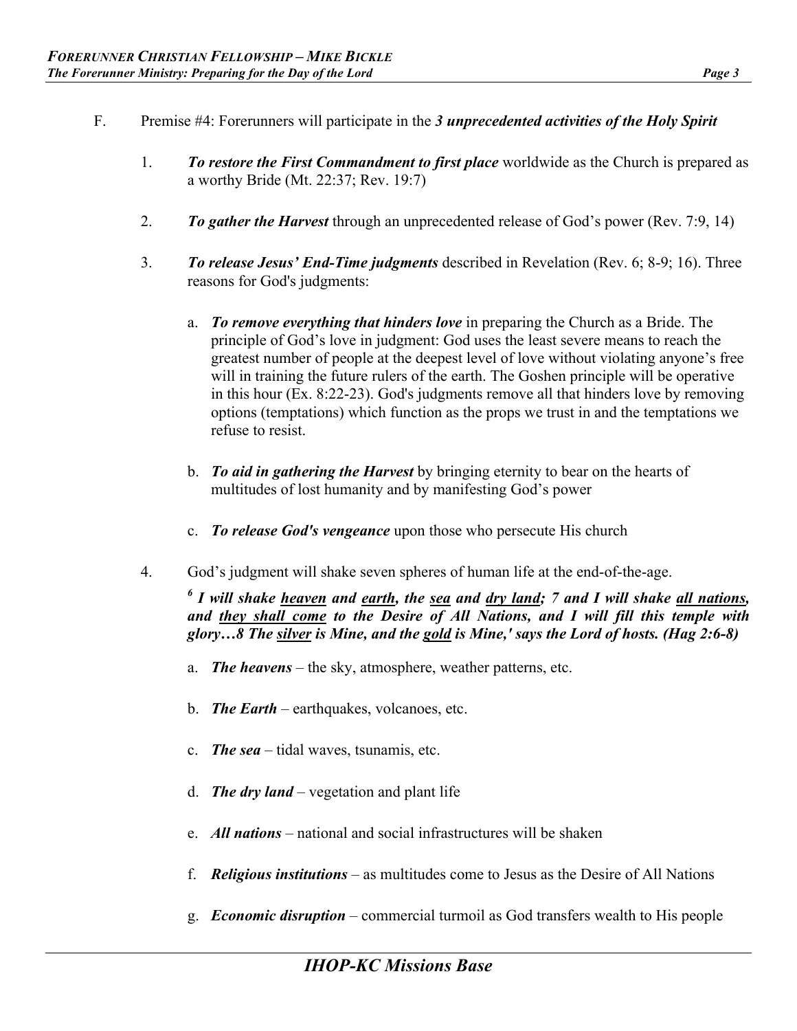F. Premise #4: Forerunners will participate in the ***3 unprecedented activities of the Holy Spirit***

1. ***To restore the First Commandment to first place*** worldwide as the Church is prepared as a worthy Bride (Mt. 22:37; Rev. 19:7)

2. ***To gather the Harvest*** through an unprecedented release of God's power (Rev. 7:9, 14)

3. ***To release Jesus' End-Time judgments*** described in Revelation (Rev. 6; 8-9; 16). Three reasons for God's judgments:

   a. ***To remove everything that hinders love*** in preparing the Church as a Bride. The principle of God's love in judgment: God uses the least severe means to reach the greatest number of people at the deepest level of love without violating anyone's free will in training the future rulers of the earth. The Goshen principle will be operative in this hour (Ex. 8:22-23). God's judgments remove all that hinders love by removing options (temptations) which function as the props we trust in and the temptations we refuse to resist.

   b. ***To aid in gathering the Harvest*** by bringing eternity to bear on the hearts of multitudes of lost humanity and by manifesting God's power

   c. ***To release God's vengeance*** upon those who persecute His church

4. God's judgment will shake seven spheres of human life at the end-of-the-age.

   ***[6] I will shake <u>heaven</u> and <u>earth</u>, the <u>sea</u> and <u>dry land</u>; 7 and I will shake <u>all nations</u>, and <u>they shall come</u> to the Desire of All Nations, and I will fill this temple with glory…8 The <u>silver</u> is Mine, and the <u>gold</u> is Mine,' says the Lord of hosts. (Hag 2:6-8)***

   a. ***The heavens*** – the sky, atmosphere, weather patterns, etc.

   b. ***The Earth*** – earthquakes, volcanoes, etc.

   c. ***The sea*** – tidal waves, tsunamis, etc.

   d. ***The dry land*** – vegetation and plant life

   e. ***All nations*** – national and social infrastructures will be shaken

   f. ***Religious institutions*** – as multitudes come to Jesus as the Desire of All Nations

   g. ***Economic disruption*** – commercial turmoil as God transfers wealth to His people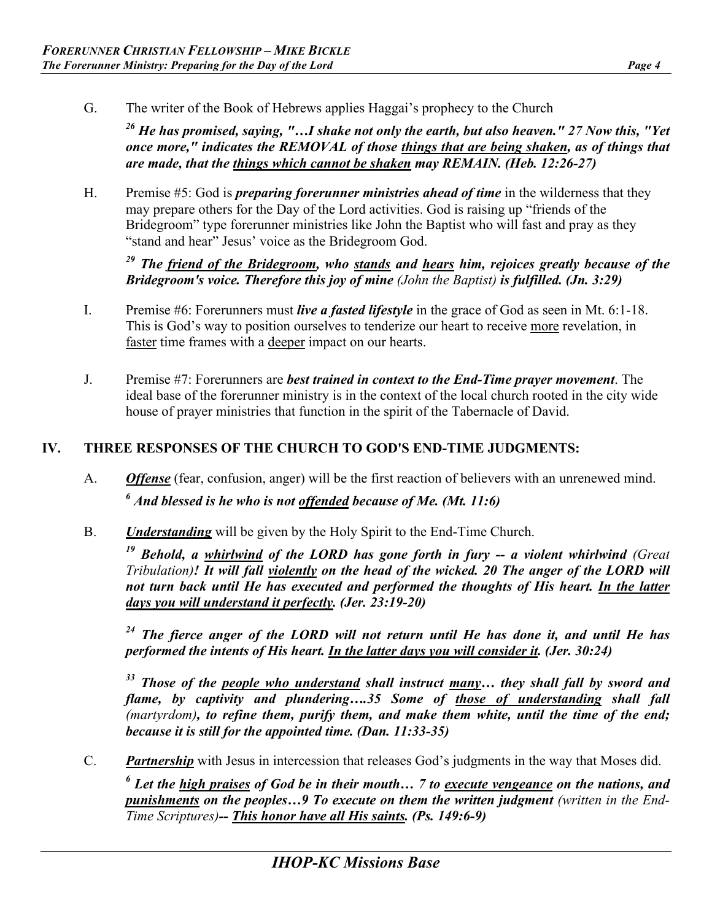G. The writer of the Book of Hebrews applies Haggai's prophecy to the Church

> ***[26] He has promised, saying, "…I shake not only the earth, but also heaven." 27 Now this, "Yet once more," indicates the REMOVAL of those <u>things that are being shaken</u>, as of things that are made, that the <u>things which cannot be shaken</u> may REMAIN. (Heb. 12:26-27)***

H. Premise #5: God is ***preparing forerunner ministries ahead of time*** in the wilderness that they may prepare others for the Day of the Lord activities. God is raising up "friends of the Bridegroom" type forerunner ministries like John the Baptist who will fast and pray as they "stand and hear" Jesus' voice as the Bridegroom God.

> ***[29] The <u>friend of the Bridegroom</u>, who <u>stands</u> and <u>hears</u> him, rejoices greatly because of the Bridegroom's voice. Therefore this joy of mine*** *(John the Baptist)* ***is fulfilled. (Jn. 3:29)***

I. Premise #6: Forerunners must ***live a fasted lifestyle*** in the grace of God as seen in Mt. 6:1-18. This is God's way to position ourselves to tenderize our heart to receive <u>more</u> revelation, in <u>faster</u> time frames with a <u>deeper</u> impact on our hearts.

J. Premise #7: Forerunners are ***best trained in context to the End-Time prayer movement***. The ideal base of the forerunner ministry is in the context of the local church rooted in the city wide house of prayer ministries that function in the spirit of the Tabernacle of David.

## IV. THREE RESPONSES OF THE CHURCH TO GOD'S END-TIME JUDGMENTS:

A. ***<u>Offense</u>*** (fear, confusion, anger) will be the first reaction of believers with an unrenewed mind.

> ***[6] And blessed is he who is not <u>offended</u> because of Me. (Mt. 11:6)***

B. ***<u>Understanding</u>*** will be given by the Holy Spirit to the End-Time Church.

> ***[19] Behold, a <u>whirlwind</u> of the LORD has gone forth in fury -- a violent whirlwind*** *(Great Tribulation)****! It will fall <u>violently</u> on the head of the wicked. 20 The anger of the LORD will not turn back until He has executed and performed the thoughts of His heart. <u>In the latter days you will understand it perfectly</u>. (Jer. 23:19-20)***

> ***[24] The fierce anger of the LORD will not return until He has done it, and until He has performed the intents of His heart. <u>In the latter days you will consider it</u>. (Jer. 30:24)***

> ***[33] Those of the <u>people who understand</u> shall instruct <u>many</u>… they shall fall by sword and flame, by captivity and plundering….35 Some of <u>those of understanding</u> shall fall*** *(martyrdom)****, to refine them, purify them, and make them white, until the time of the end; because it is still for the appointed time. (Dan. 11:33-35)***

C. ***<u>Partnership</u>*** with Jesus in intercession that releases God's judgments in the way that Moses did.

> ***[6] Let the <u>high praises</u> of God be in their mouth… 7 to <u>execute vengeance</u> on the nations, and <u>punishments</u> on the peoples…9 To execute on them the written judgment*** *(written in the End-Time Scriptures)****-- <u>This honor have all His saints</u>. (Ps. 149:6-9)***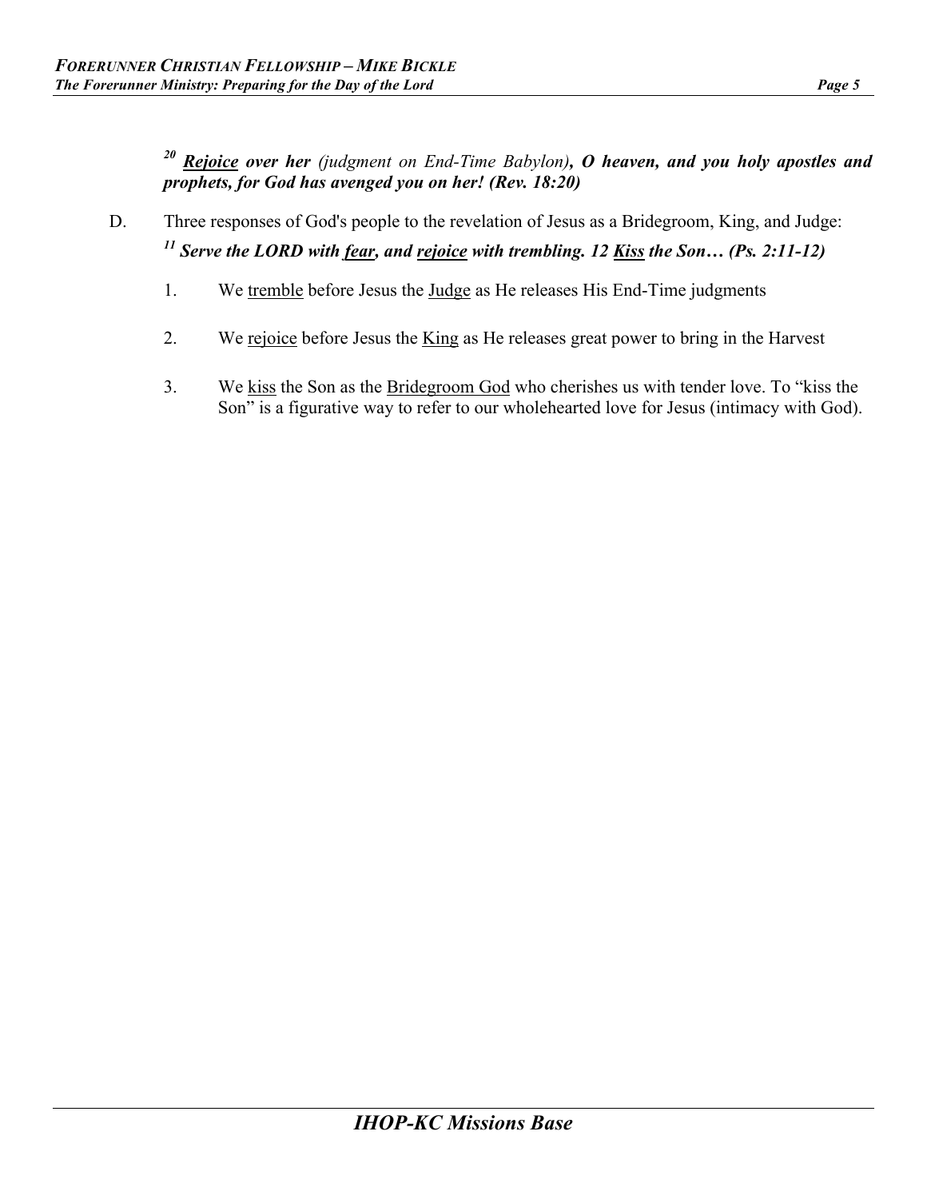*[20] **Rejoice over her** (judgment on End-Time Babylon)**, O heaven, and you holy apostles and prophets, for God has avenged you on her! (Rev. 18:20)***

D. Three responses of God's people to the revelation of Jesus as a Bridegroom, King, and Judge:

*[11] **Serve the LORD with fear, and rejoice with trembling. 12 Kiss the Son… (Ps. 2:11-12)***

1. We tremble before Jesus the Judge as He releases His End-Time judgments

2. We rejoice before Jesus the King as He releases great power to bring in the Harvest

3. We kiss the Son as the Bridegroom God who cherishes us with tender love. To "kiss the Son" is a figurative way to refer to our wholehearted love for Jesus (intimacy with God).